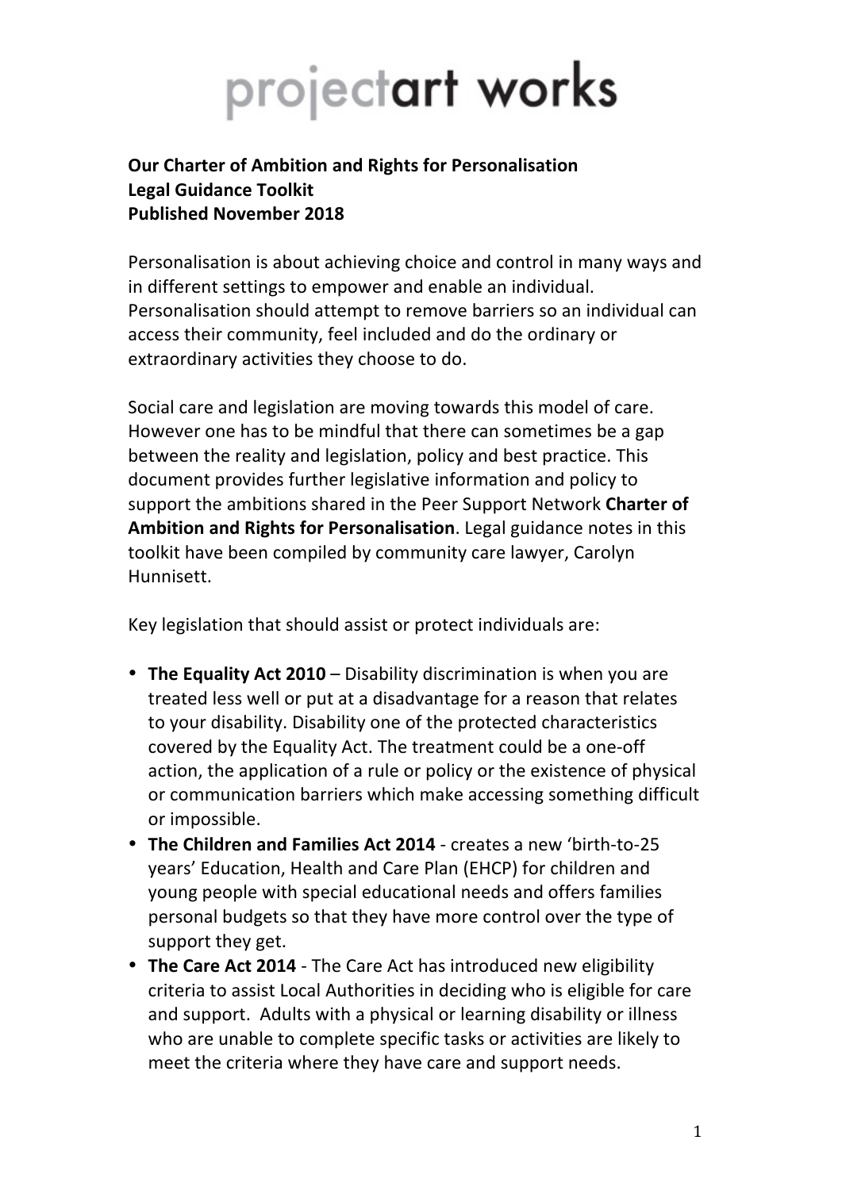# projectart works

**Our Charter of Ambition and Rights for Personalisation**
**Legal Guidance Toolkit**
**Published November 2018**

Personalisation is about achieving choice and control in many ways and in different settings to empower and enable an individual. Personalisation should attempt to remove barriers so an individual can access their community, feel included and do the ordinary or extraordinary activities they choose to do.

Social care and legislation are moving towards this model of care. However one has to be mindful that there can sometimes be a gap between the reality and legislation, policy and best practice. This document provides further legislative information and policy to support the ambitions shared in the Peer Support Network **Charter of Ambition and Rights for Personalisation**. Legal guidance notes in this toolkit have been compiled by community care lawyer, Carolyn Hunnisett.

Key legislation that should assist or protect individuals are:

- **The Equality Act 2010** – Disability discrimination is when you are treated less well or put at a disadvantage for a reason that relates to your disability. Disability one of the protected characteristics covered by the Equality Act. The treatment could be a one-off action, the application of a rule or policy or the existence of physical or communication barriers which make accessing something difficult or impossible.
- **The Children and Families Act 2014** - creates a new 'birth-to-25 years' Education, Health and Care Plan (EHCP) for children and young people with special educational needs and offers families personal budgets so that they have more control over the type of support they get.
- **The Care Act 2014** - The Care Act has introduced new eligibility criteria to assist Local Authorities in deciding who is eligible for care and support. Adults with a physical or learning disability or illness who are unable to complete specific tasks or activities are likely to meet the criteria where they have care and support needs.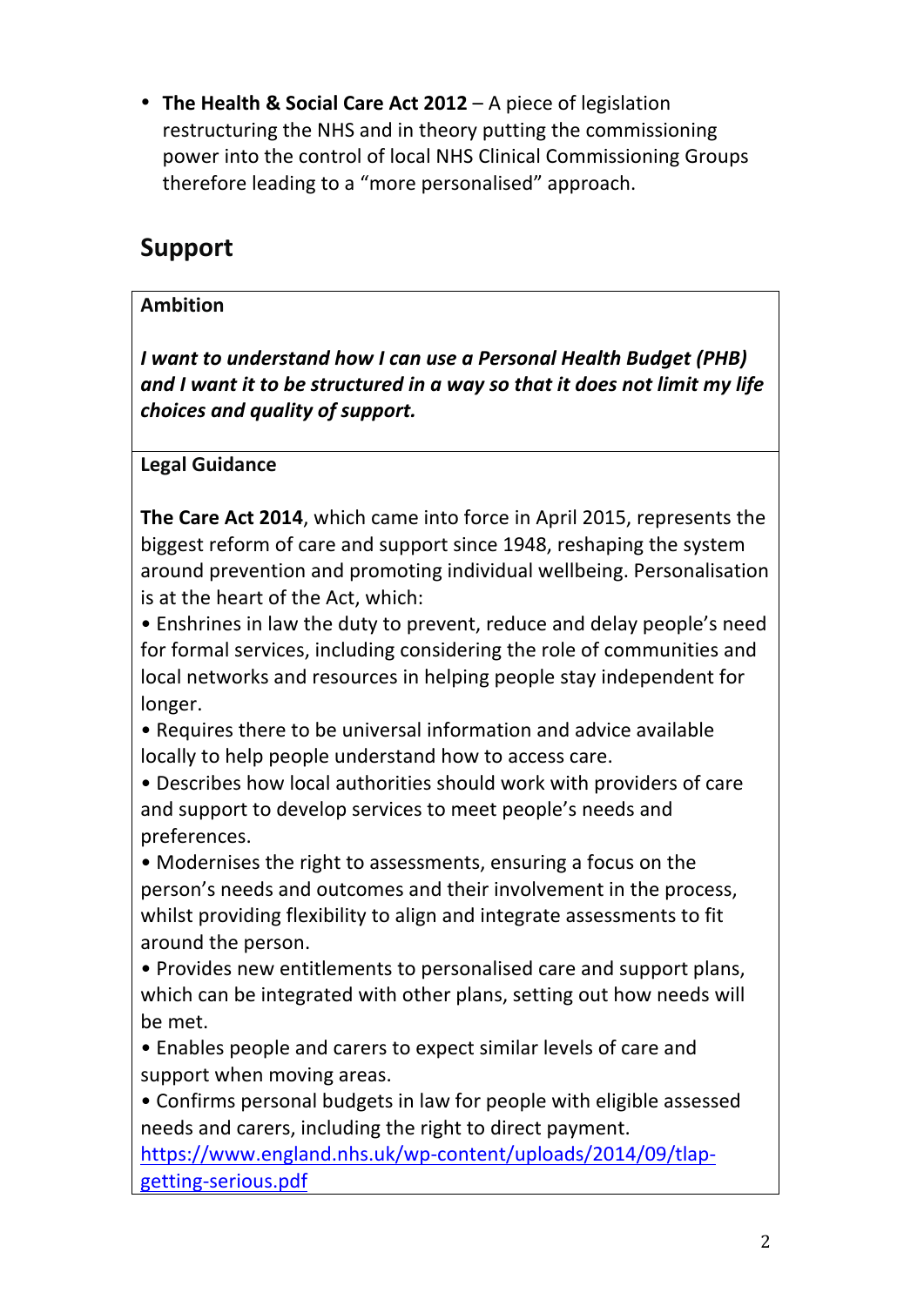- **The Health & Social Care Act 2012** – A piece of legislation restructuring the NHS and in theory putting the commissioning power into the control of local NHS Clinical Commissioning Groups therefore leading to a "more personalised" approach.

## Support

**Ambition**

***I want to understand how I can use a Personal Health Budget (PHB) and I want it to be structured in a way so that it does not limit my life choices and quality of support.***

**Legal Guidance**

**The Care Act 2014**, which came into force in April 2015, represents the biggest reform of care and support since 1948, reshaping the system around prevention and promoting individual wellbeing. Personalisation is at the heart of the Act, which:

- Enshrines in law the duty to prevent, reduce and delay people's need for formal services, including considering the role of communities and local networks and resources in helping people stay independent for longer.
- Requires there to be universal information and advice available locally to help people understand how to access care.
- Describes how local authorities should work with providers of care and support to develop services to meet people's needs and preferences.
- Modernises the right to assessments, ensuring a focus on the person's needs and outcomes and their involvement in the process, whilst providing flexibility to align and integrate assessments to fit around the person.
- Provides new entitlements to personalised care and support plans, which can be integrated with other plans, setting out how needs will be met.
- Enables people and carers to expect similar levels of care and support when moving areas.
- Confirms personal budgets in law for people with eligible assessed needs and carers, including the right to direct payment.

https://www.england.nhs.uk/wp-content/uploads/2014/09/tlap-getting-serious.pdf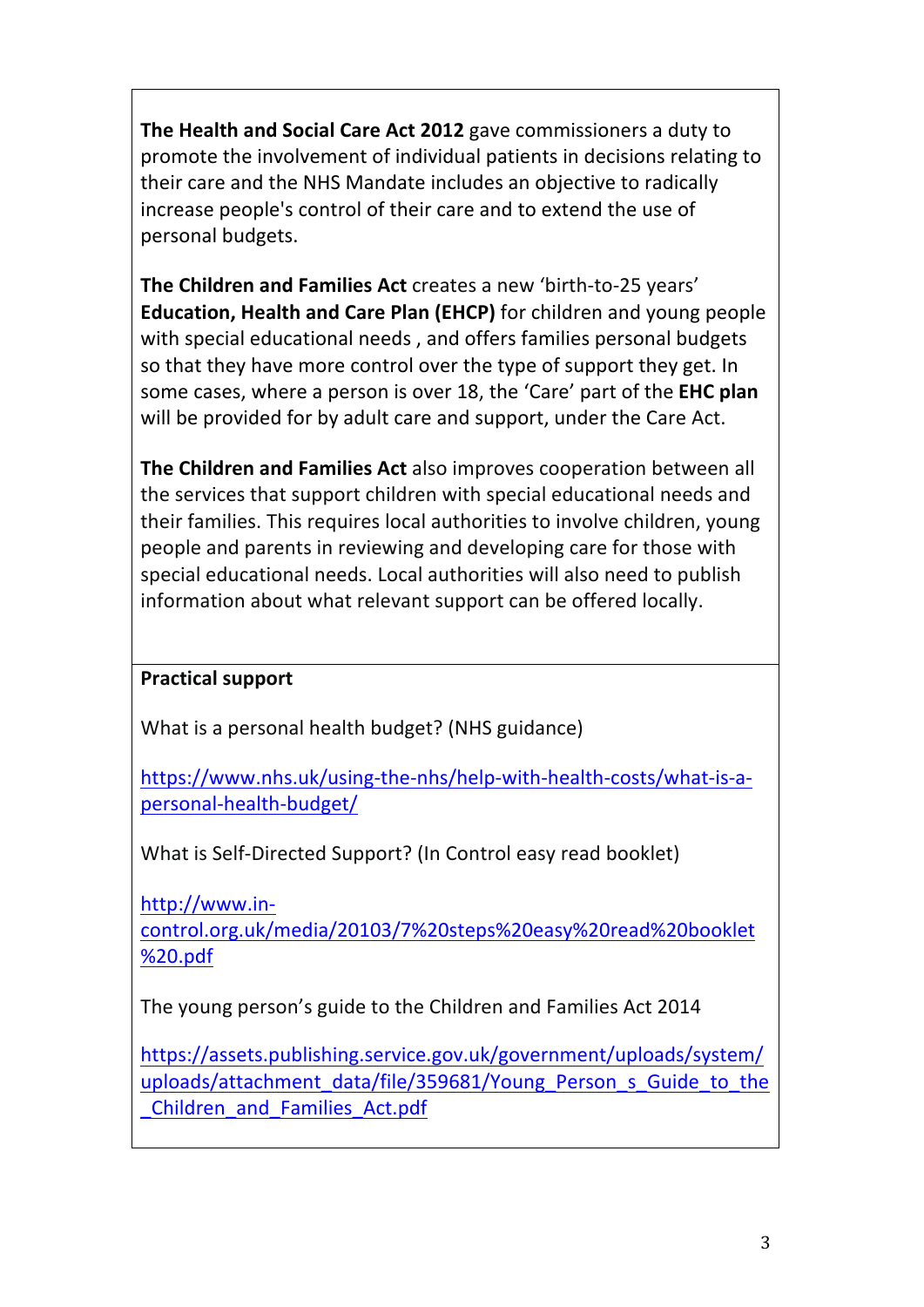**The Health and Social Care Act 2012** gave commissioners a duty to promote the involvement of individual patients in decisions relating to their care and the NHS Mandate includes an objective to radically increase people's control of their care and to extend the use of personal budgets.

**The Children and Families Act** creates a new 'birth-to-25 years' **Education, Health and Care Plan (EHCP)** for children and young people with special educational needs , and offers families personal budgets so that they have more control over the type of support they get. In some cases, where a person is over 18, the 'Care' part of the **EHC plan** will be provided for by adult care and support, under the Care Act.

**The Children and Families Act** also improves cooperation between all the services that support children with special educational needs and their families. This requires local authorities to involve children, young people and parents in reviewing and developing care for those with special educational needs. Local authorities will also need to publish information about what relevant support can be offered locally.

**Practical support**

What is a personal health budget? (NHS guidance)

https://www.nhs.uk/using-the-nhs/help-with-health-costs/what-is-a-personal-health-budget/

What is Self-Directed Support? (In Control easy read booklet)

http://www.in-control.org.uk/media/20103/7%20steps%20easy%20read%20booklet%20.pdf

The young person's guide to the Children and Families Act 2014

https://assets.publishing.service.gov.uk/government/uploads/system/uploads/attachment_data/file/359681/Young_Person_s_Guide_to_the_Children_and_Families_Act.pdf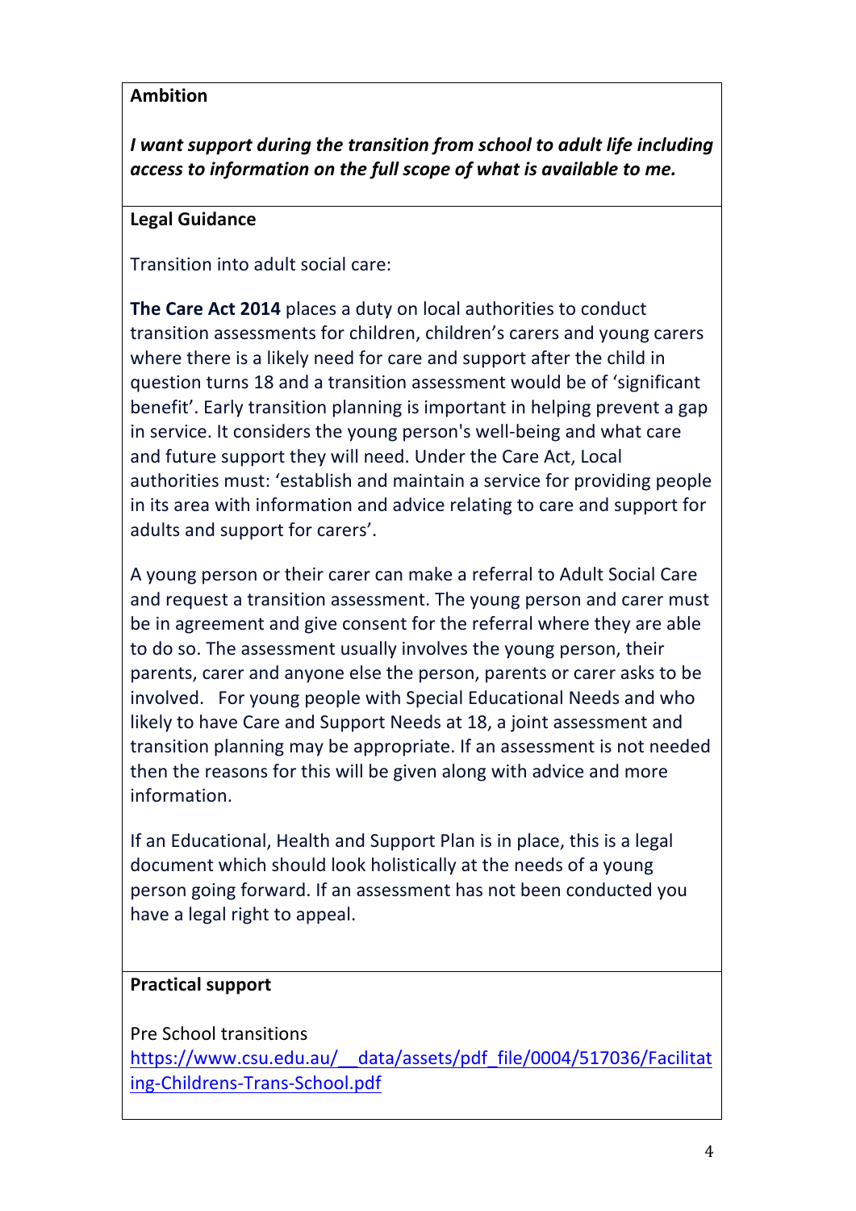**Ambition**

***I want support during the transition from school to adult life including access to information on the full scope of what is available to me.***

**Legal Guidance**

Transition into adult social care:

**The Care Act 2014** places a duty on local authorities to conduct transition assessments for children, children's carers and young carers where there is a likely need for care and support after the child in question turns 18 and a transition assessment would be of 'significant benefit'. Early transition planning is important in helping prevent a gap in service. It considers the young person's well-being and what care and future support they will need. Under the Care Act, Local authorities must: 'establish and maintain a service for providing people in its area with information and advice relating to care and support for adults and support for carers'.

A young person or their carer can make a referral to Adult Social Care and request a transition assessment. The young person and carer must be in agreement and give consent for the referral where they are able to do so. The assessment usually involves the young person, their parents, carer and anyone else the person, parents or carer asks to be involved. For young people with Special Educational Needs and who likely to have Care and Support Needs at 18, a joint assessment and transition planning may be appropriate. If an assessment is not needed then the reasons for this will be given along with advice and more information.

If an Educational, Health and Support Plan is in place, this is a legal document which should look holistically at the needs of a young person going forward. If an assessment has not been conducted you have a legal right to appeal.

**Practical support**

Pre School transitions
https://www.csu.edu.au/__data/assets/pdf_file/0004/517036/Facilitating-Childrens-Trans-School.pdf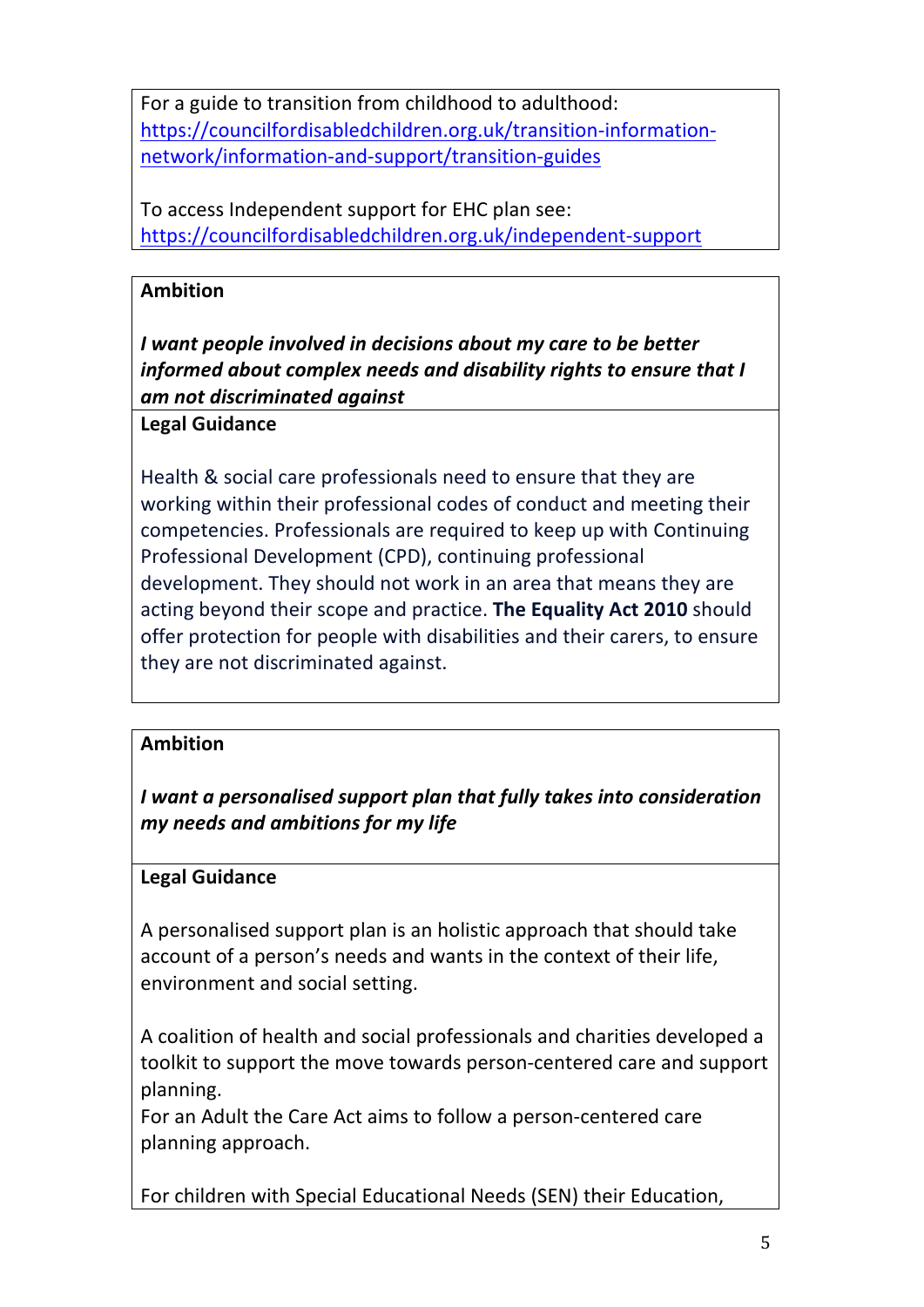For a guide to transition from childhood to adulthood: https://councilfordisabledchildren.org.uk/transition-information-network/information-and-support/transition-guides

To access Independent support for EHC plan see: https://councilfordisabledchildren.org.uk/independent-support

**Ambition**

***I want people involved in decisions about my care to be better informed about complex needs and disability rights to ensure that I am not discriminated against***

**Legal Guidance**

Health & social care professionals need to ensure that they are working within their professional codes of conduct and meeting their competencies. Professionals are required to keep up with Continuing Professional Development (CPD), continuing professional development. They should not work in an area that means they are acting beyond their scope and practice. **The Equality Act 2010** should offer protection for people with disabilities and their carers, to ensure they are not discriminated against.

**Ambition**

***I want a personalised support plan that fully takes into consideration my needs and ambitions for my life***

**Legal Guidance**

A personalised support plan is an holistic approach that should take account of a person's needs and wants in the context of their life, environment and social setting.

A coalition of health and social professionals and charities developed a toolkit to support the move towards person-centered care and support planning.
For an Adult the Care Act aims to follow a person-centered care planning approach.

For children with Special Educational Needs (SEN) their Education,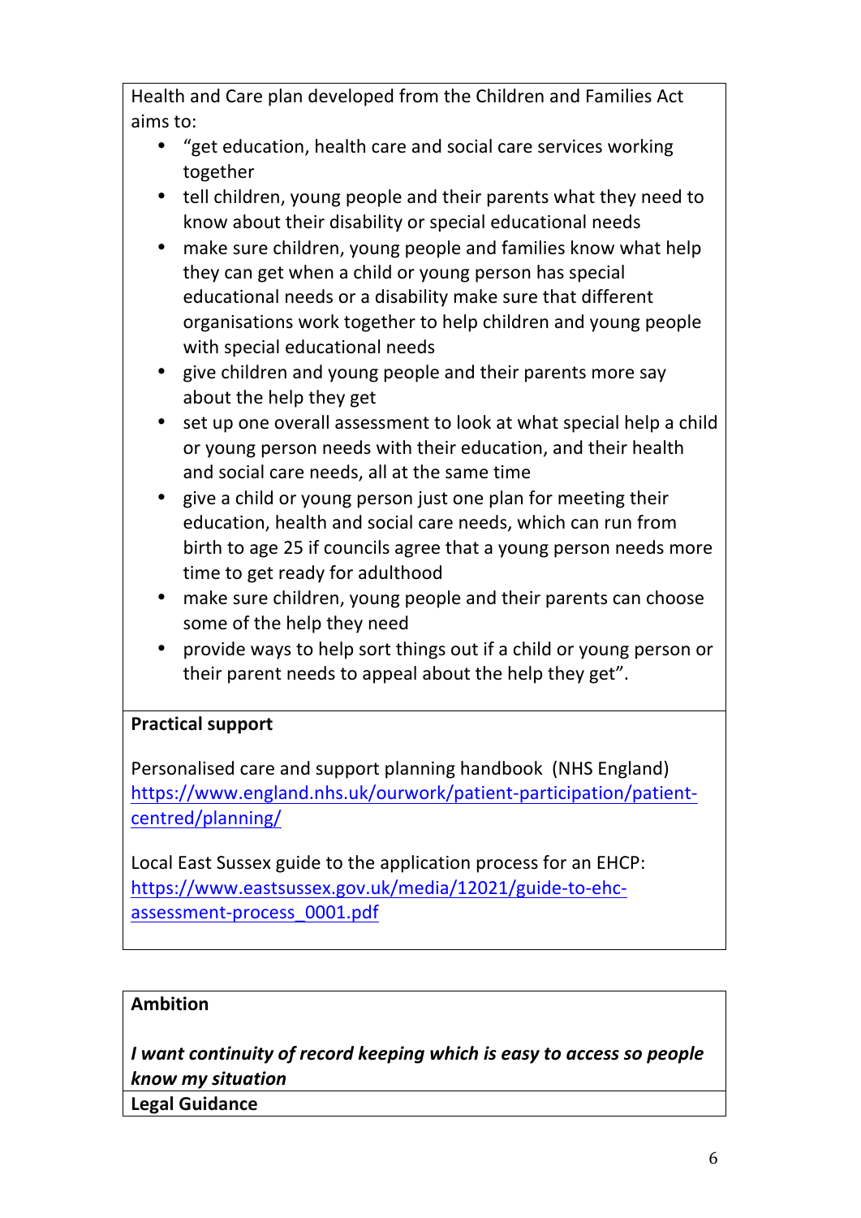Health and Care plan developed from the Children and Families Act aims to:

- "get education, health care and social care services working together
- tell children, young people and their parents what they need to know about their disability or special educational needs
- make sure children, young people and families know what help they can get when a child or young person has special educational needs or a disability make sure that different organisations work together to help children and young people with special educational needs
- give children and young people and their parents more say about the help they get
- set up one overall assessment to look at what special help a child or young person needs with their education, and their health and social care needs, all at the same time
- give a child or young person just one plan for meeting their education, health and social care needs, which can run from birth to age 25 if councils agree that a young person needs more time to get ready for adulthood
- make sure children, young people and their parents can choose some of the help they need
- provide ways to help sort things out if a child or young person or their parent needs to appeal about the help they get".

**Practical support**

Personalised care and support planning handbook (NHS England) https://www.england.nhs.uk/ourwork/patient-participation/patient-centred/planning/

Local East Sussex guide to the application process for an EHCP: https://www.eastsussex.gov.uk/media/12021/guide-to-ehc-assessment-process_0001.pdf

**Ambition**

***I want continuity of record keeping which is easy to access so people know my situation***

**Legal Guidance**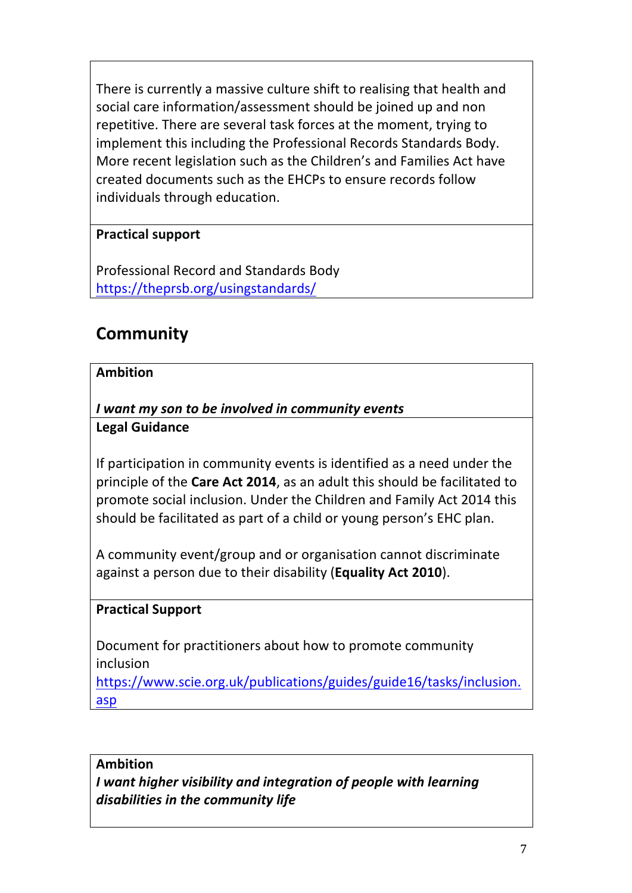There is currently a massive culture shift to realising that health and social care information/assessment should be joined up and non repetitive. There are several task forces at the moment, trying to implement this including the Professional Records Standards Body. More recent legislation such as the Children's and Families Act have created documents such as the EHCPs to ensure records follow individuals through education.

**Practical support**

Professional Record and Standards Body
https://theprsb.org/usingstandards/

## Community

**Ambition**

***I want my son to be involved in community events***

**Legal Guidance**

If participation in community events is identified as a need under the principle of the **Care Act 2014**, as an adult this should be facilitated to promote social inclusion. Under the Children and Family Act 2014 this should be facilitated as part of a child or young person's EHC plan.

A community event/group and or organisation cannot discriminate against a person due to their disability (**Equality Act 2010**).

**Practical Support**

Document for practitioners about how to promote community inclusion
https://www.scie.org.uk/publications/guides/guide16/tasks/inclusion.asp

**Ambition**

***I want higher visibility and integration of people with learning disabilities in the community life***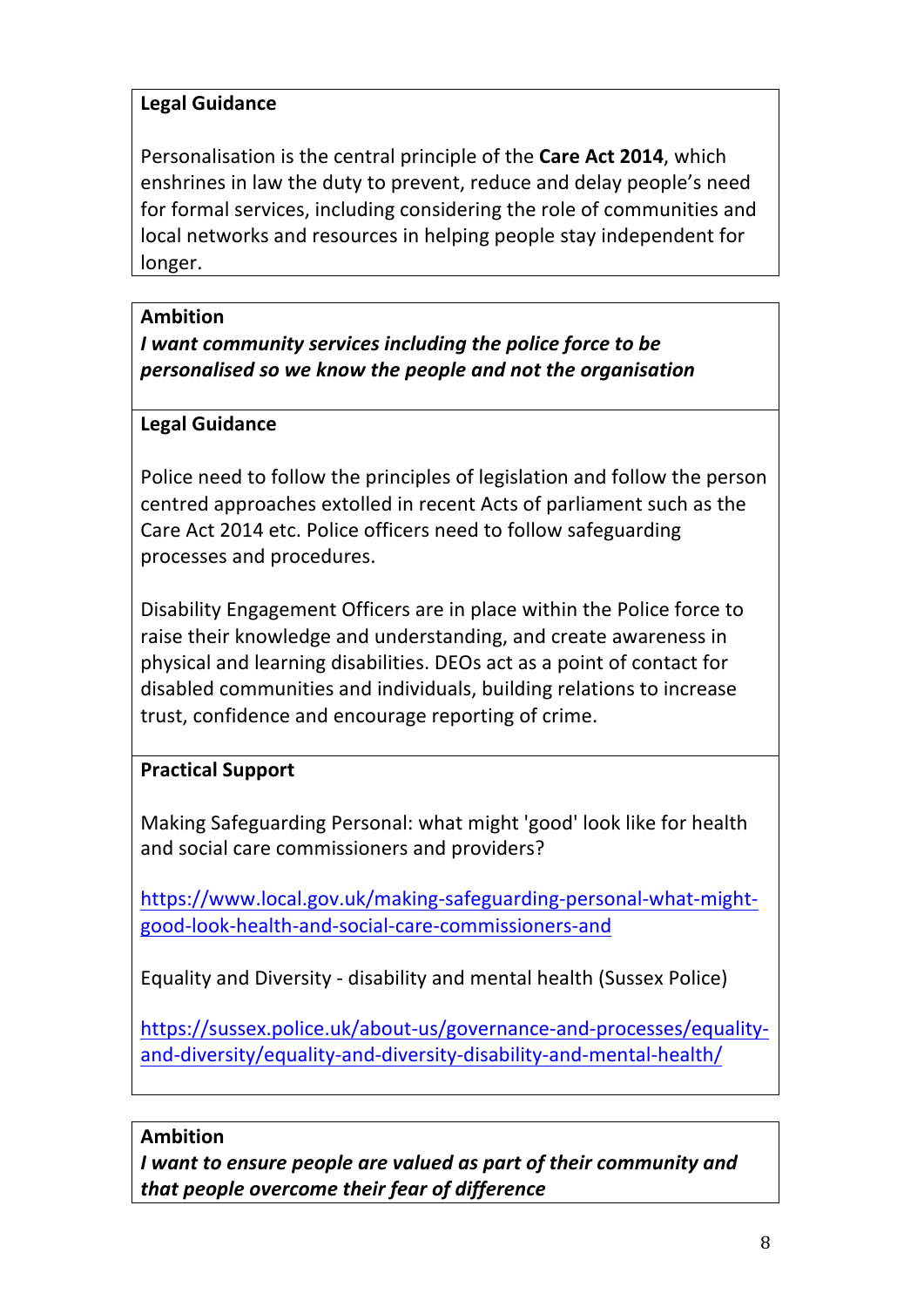**Legal Guidance**

Personalisation is the central principle of the **Care Act 2014**, which enshrines in law the duty to prevent, reduce and delay people's need for formal services, including considering the role of communities and local networks and resources in helping people stay independent for longer.

**Ambition**

***I want community services including the police force to be personalised so we know the people and not the organisation***

**Legal Guidance**

Police need to follow the principles of legislation and follow the person centred approaches extolled in recent Acts of parliament such as the Care Act 2014 etc. Police officers need to follow safeguarding processes and procedures.

Disability Engagement Officers are in place within the Police force to raise their knowledge and understanding, and create awareness in physical and learning disabilities. DEOs act as a point of contact for disabled communities and individuals, building relations to increase trust, confidence and encourage reporting of crime.

**Practical Support**

Making Safeguarding Personal: what might 'good' look like for health and social care commissioners and providers?

https://www.local.gov.uk/making-safeguarding-personal-what-might-good-look-health-and-social-care-commissioners-and

Equality and Diversity - disability and mental health (Sussex Police)

https://sussex.police.uk/about-us/governance-and-processes/equality-and-diversity/equality-and-diversity-disability-and-mental-health/

**Ambition**

***I want to ensure people are valued as part of their community and that people overcome their fear of difference***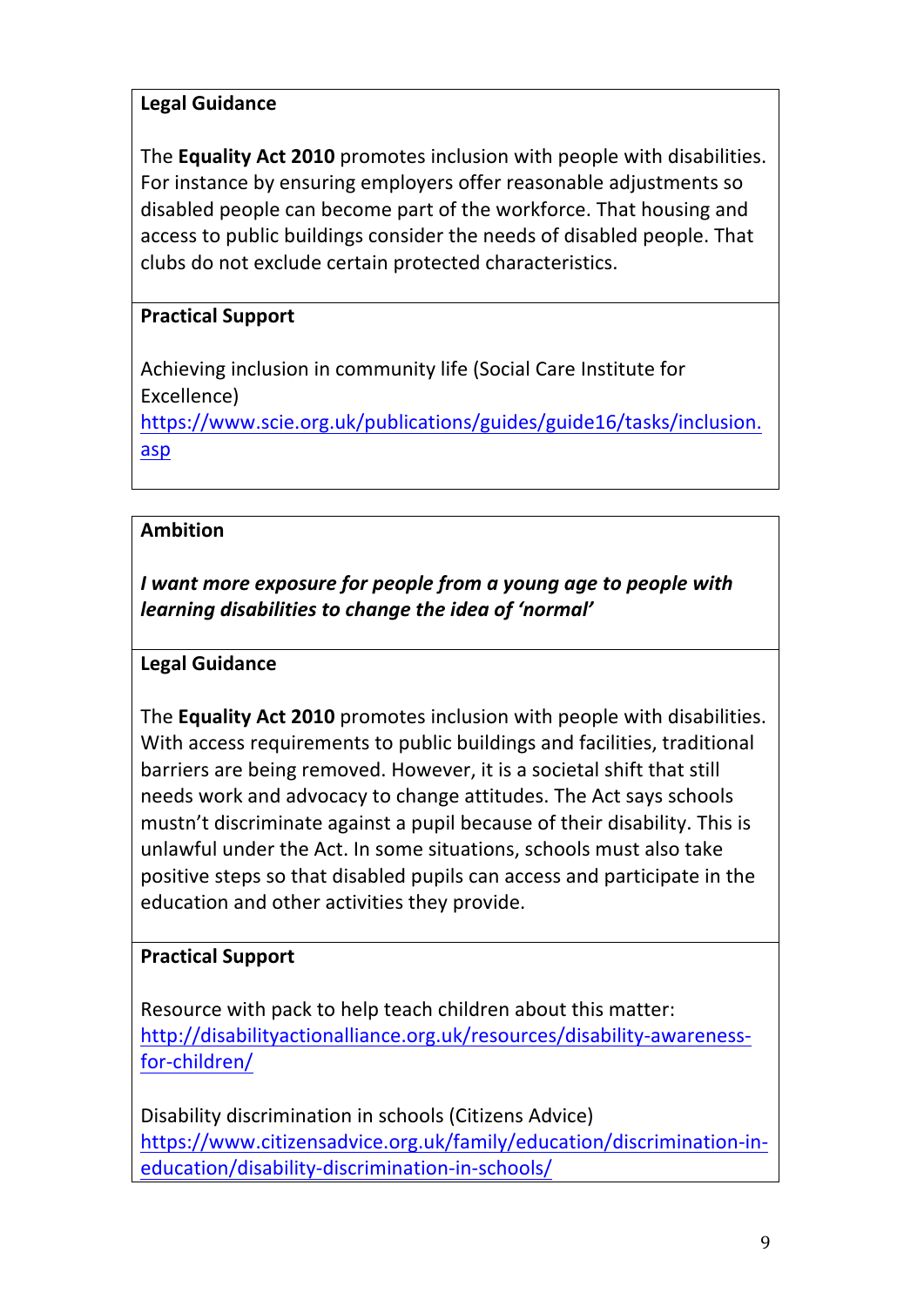**Legal Guidance**

The **Equality Act 2010** promotes inclusion with people with disabilities. For instance by ensuring employers offer reasonable adjustments so disabled people can become part of the workforce. That housing and access to public buildings consider the needs of disabled people. That clubs do not exclude certain protected characteristics.

**Practical Support**

Achieving inclusion in community life (Social Care Institute for Excellence)
https://www.scie.org.uk/publications/guides/guide16/tasks/inclusion.asp

**Ambition**

***I want more exposure for people from a young age to people with learning disabilities to change the idea of 'normal'***

**Legal Guidance**

The **Equality Act 2010** promotes inclusion with people with disabilities. With access requirements to public buildings and facilities, traditional barriers are being removed. However, it is a societal shift that still needs work and advocacy to change attitudes. The Act says schools mustn't discriminate against a pupil because of their disability. This is unlawful under the Act. In some situations, schools must also take positive steps so that disabled pupils can access and participate in the education and other activities they provide.

**Practical Support**

Resource with pack to help teach children about this matter:
http://disabilityactionalliance.org.uk/resources/disability-awareness-for-children/

Disability discrimination in schools (Citizens Advice)
https://www.citizensadvice.org.uk/family/education/discrimination-in-education/disability-discrimination-in-schools/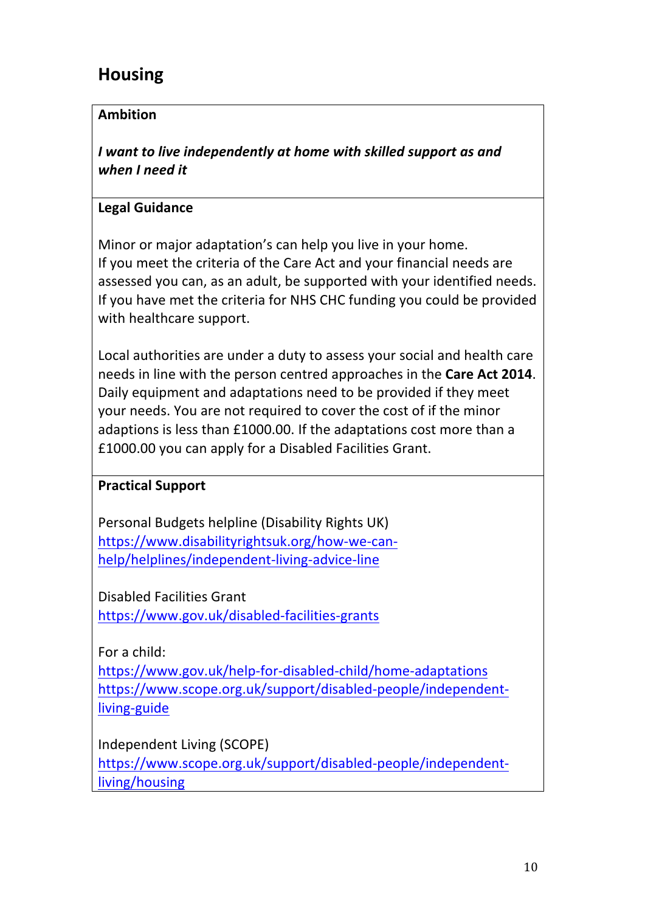## Housing

**Ambition**

***I want to live independently at home with skilled support as and when I need it***

**Legal Guidance**

Minor or major adaptation's can help you live in your home.
If you meet the criteria of the Care Act and your financial needs are assessed you can, as an adult, be supported with your identified needs. If you have met the criteria for NHS CHC funding you could be provided with healthcare support.

Local authorities are under a duty to assess your social and health care needs in line with the person centred approaches in the **Care Act 2014**. Daily equipment and adaptations need to be provided if they meet your needs. You are not required to cover the cost of if the minor adaptions is less than £1000.00. If the adaptations cost more than a £1000.00 you can apply for a Disabled Facilities Grant.

**Practical Support**

Personal Budgets helpline (Disability Rights UK)
https://www.disabilityrightsuk.org/how-we-can-help/helplines/independent-living-advice-line

Disabled Facilities Grant
https://www.gov.uk/disabled-facilities-grants

For a child:
https://www.gov.uk/help-for-disabled-child/home-adaptations
https://www.scope.org.uk/support/disabled-people/independent-living-guide

Independent Living (SCOPE)
https://www.scope.org.uk/support/disabled-people/independent-living/housing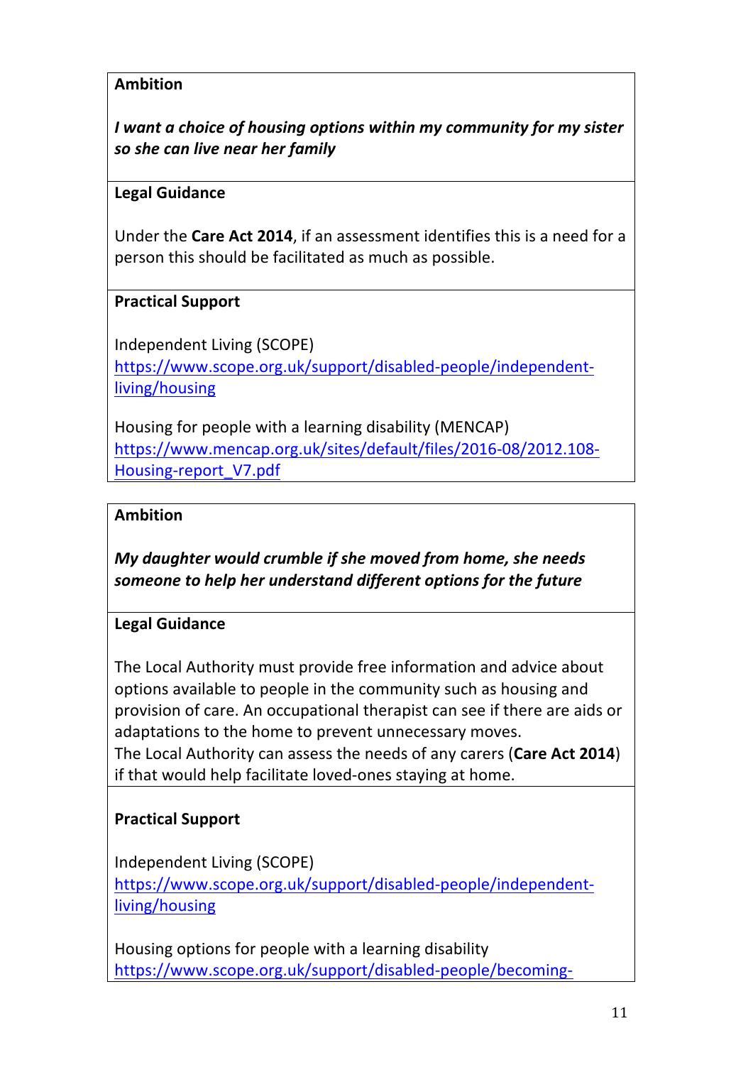**Ambition**

***I want a choice of housing options within my community for my sister so she can live near her family***

**Legal Guidance**

Under the **Care Act 2014**, if an assessment identifies this is a need for a person this should be facilitated as much as possible.

**Practical Support**

Independent Living (SCOPE)
https://www.scope.org.uk/support/disabled-people/independent-living/housing

Housing for people with a learning disability (MENCAP)
https://www.mencap.org.uk/sites/default/files/2016-08/2012.108-Housing-report_V7.pdf

**Ambition**

***My daughter would crumble if she moved from home, she needs someone to help her understand different options for the future***

**Legal Guidance**

The Local Authority must provide free information and advice about options available to people in the community such as housing and provision of care. An occupational therapist can see if there are aids or adaptations to the home to prevent unnecessary moves.
The Local Authority can assess the needs of any carers (**Care Act 2014**) if that would help facilitate loved-ones staying at home.

**Practical Support**

Independent Living (SCOPE)
https://www.scope.org.uk/support/disabled-people/independent-living/housing

Housing options for people with a learning disability
https://www.scope.org.uk/support/disabled-people/becoming-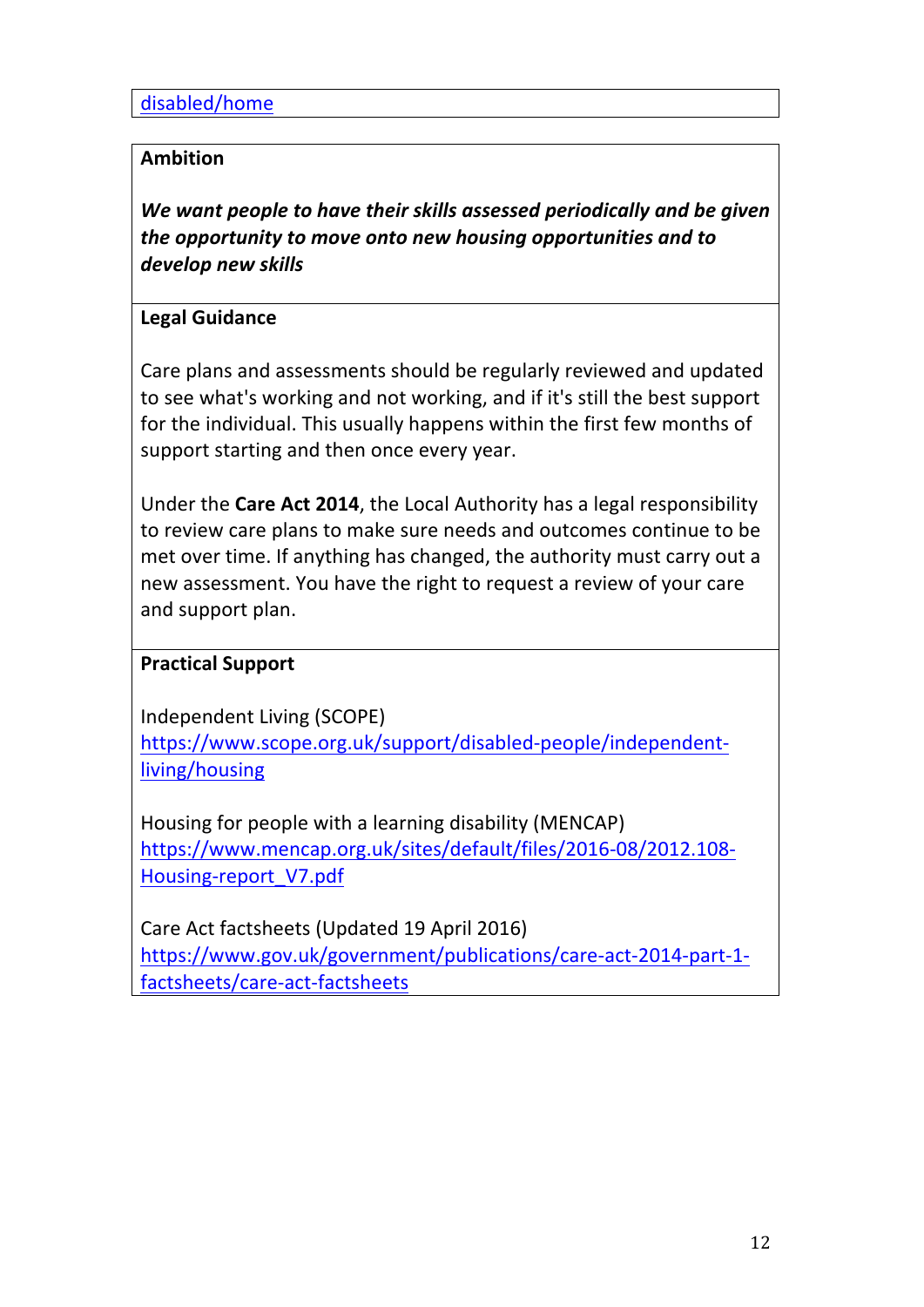disabled/home

**Ambition**

***We want people to have their skills assessed periodically and be given the opportunity to move onto new housing opportunities and to develop new skills***

**Legal Guidance**

Care plans and assessments should be regularly reviewed and updated to see what's working and not working, and if it's still the best support for the individual. This usually happens within the first few months of support starting and then once every year.

Under the **Care Act 2014**, the Local Authority has a legal responsibility to review care plans to make sure needs and outcomes continue to be met over time. If anything has changed, the authority must carry out a new assessment. You have the right to request a review of your care and support plan.

**Practical Support**

Independent Living (SCOPE)
https://www.scope.org.uk/support/disabled-people/independent-living/housing

Housing for people with a learning disability (MENCAP)
https://www.mencap.org.uk/sites/default/files/2016-08/2012.108-Housing-report_V7.pdf

Care Act factsheets (Updated 19 April 2016)
https://www.gov.uk/government/publications/care-act-2014-part-1-factsheets/care-act-factsheets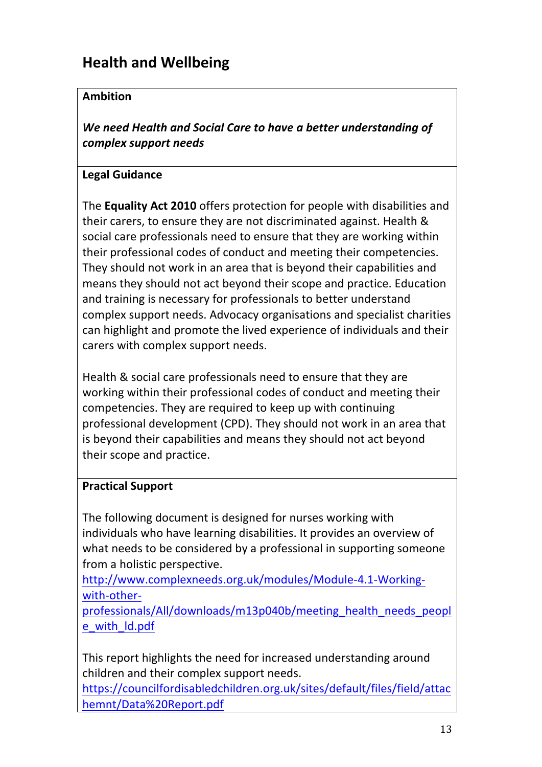## Health and Wellbeing

**Ambition**

***We need Health and Social Care to have a better understanding of complex support needs***

**Legal Guidance**

The **Equality Act 2010** offers protection for people with disabilities and their carers, to ensure they are not discriminated against. Health & social care professionals need to ensure that they are working within their professional codes of conduct and meeting their competencies. They should not work in an area that is beyond their capabilities and means they should not act beyond their scope and practice. Education and training is necessary for professionals to better understand complex support needs. Advocacy organisations and specialist charities can highlight and promote the lived experience of individuals and their carers with complex support needs.

Health & social care professionals need to ensure that they are working within their professional codes of conduct and meeting their competencies. They are required to keep up with continuing professional development (CPD). They should not work in an area that is beyond their capabilities and means they should not act beyond their scope and practice.

**Practical Support**

The following document is designed for nurses working with individuals who have learning disabilities. It provides an overview of what needs to be considered by a professional in supporting someone from a holistic perspective.
http://www.complexneeds.org.uk/modules/Module-4.1-Working-with-other-professionals/All/downloads/m13p040b/meeting_health_needs_people_with_ld.pdf

This report highlights the need for increased understanding around children and their complex support needs.
https://councilfordisabledchildren.org.uk/sites/default/files/field/attachemnt/Data%20Report.pdf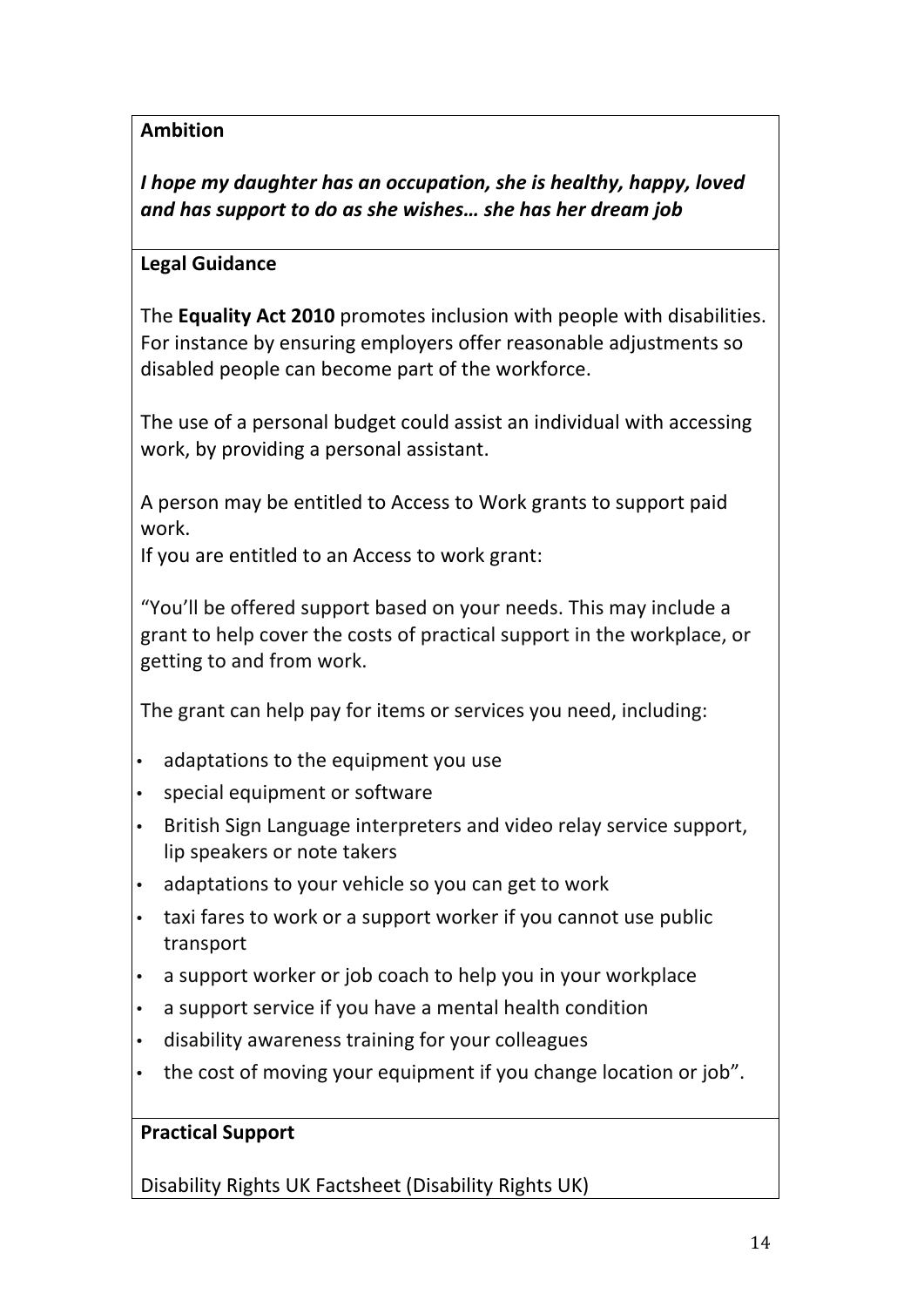**Ambition**

***I hope my daughter has an occupation, she is healthy, happy, loved and has support to do as she wishes… she has her dream job***

**Legal Guidance**

The **Equality Act 2010** promotes inclusion with people with disabilities. For instance by ensuring employers offer reasonable adjustments so disabled people can become part of the workforce.

The use of a personal budget could assist an individual with accessing work, by providing a personal assistant.

A person may be entitled to Access to Work grants to support paid work.
If you are entitled to an Access to work grant:

"You'll be offered support based on your needs. This may include a grant to help cover the costs of practical support in the workplace, or getting to and from work.

The grant can help pay for items or services you need, including:

- adaptations to the equipment you use
- special equipment or software
- British Sign Language interpreters and video relay service support, lip speakers or note takers
- adaptations to your vehicle so you can get to work
- taxi fares to work or a support worker if you cannot use public transport
- a support worker or job coach to help you in your workplace
- a support service if you have a mental health condition
- disability awareness training for your colleagues
- the cost of moving your equipment if you change location or job".

**Practical Support**

Disability Rights UK Factsheet (Disability Rights UK)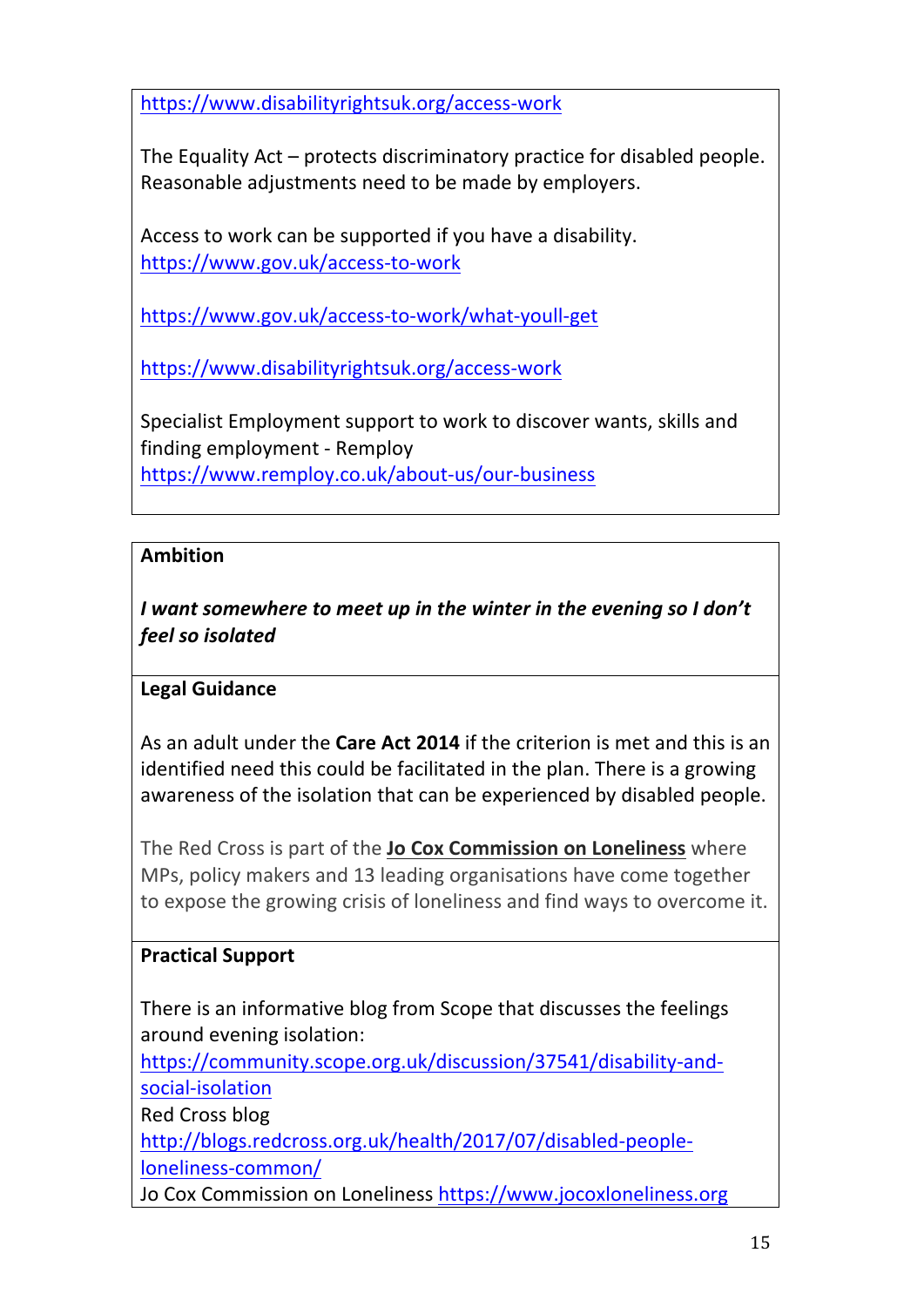https://www.disabilityrightsuk.org/access-work

The Equality Act – protects discriminatory practice for disabled people. Reasonable adjustments need to be made by employers.

Access to work can be supported if you have a disability.
https://www.gov.uk/access-to-work

https://www.gov.uk/access-to-work/what-youll-get

https://www.disabilityrightsuk.org/access-work

Specialist Employment support to work to discover wants, skills and finding employment - Remploy
https://www.remploy.co.uk/about-us/our-business

**Ambition**

***I want somewhere to meet up in the winter in the evening so I don't feel so isolated***

**Legal Guidance**

As an adult under the **Care Act 2014** if the criterion is met and this is an identified need this could be facilitated in the plan. There is a growing awareness of the isolation that can be experienced by disabled people.

The Red Cross is part of the **Jo Cox Commission on Loneliness** where MPs, policy makers and 13 leading organisations have come together to expose the growing crisis of loneliness and find ways to overcome it.

**Practical Support**

There is an informative blog from Scope that discusses the feelings around evening isolation:
https://community.scope.org.uk/discussion/37541/disability-and-social-isolation
Red Cross blog
http://blogs.redcross.org.uk/health/2017/07/disabled-people-loneliness-common/
Jo Cox Commission on Loneliness https://www.jocoxloneliness.org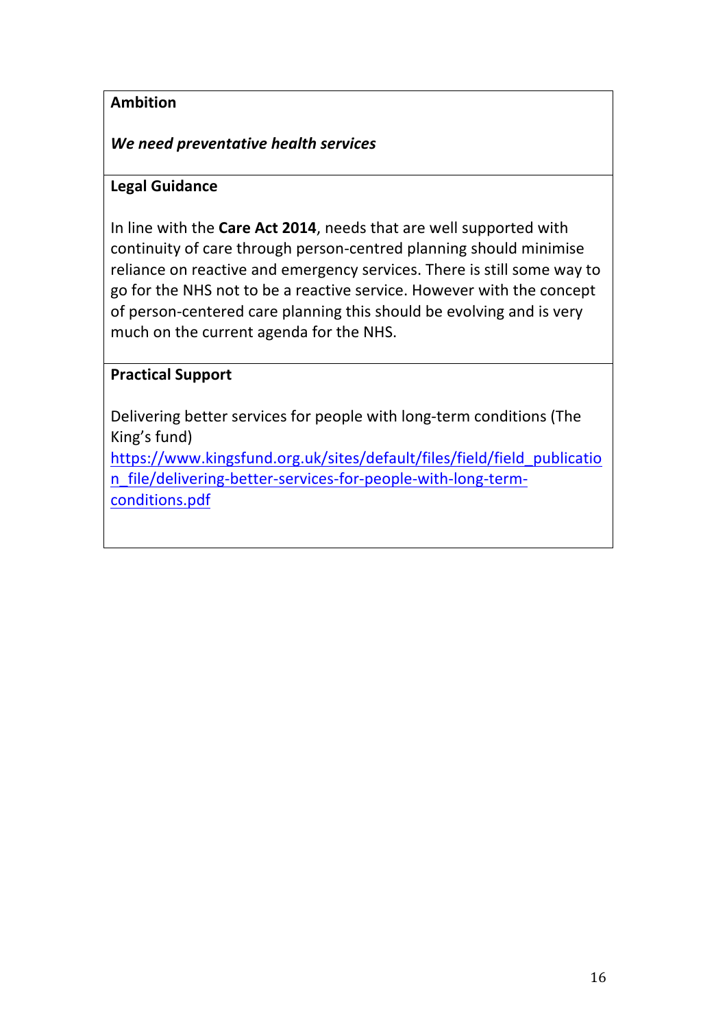**Ambition**

***We need preventative health services***

**Legal Guidance**

In line with the **Care Act 2014**, needs that are well supported with continuity of care through person-centred planning should minimise reliance on reactive and emergency services. There is still some way to go for the NHS not to be a reactive service. However with the concept of person-centered care planning this should be evolving and is very much on the current agenda for the NHS.

**Practical Support**

Delivering better services for people with long-term conditions (The King's fund)
https://www.kingsfund.org.uk/sites/default/files/field/field_publication_file/delivering-better-services-for-people-with-long-term-conditions.pdf